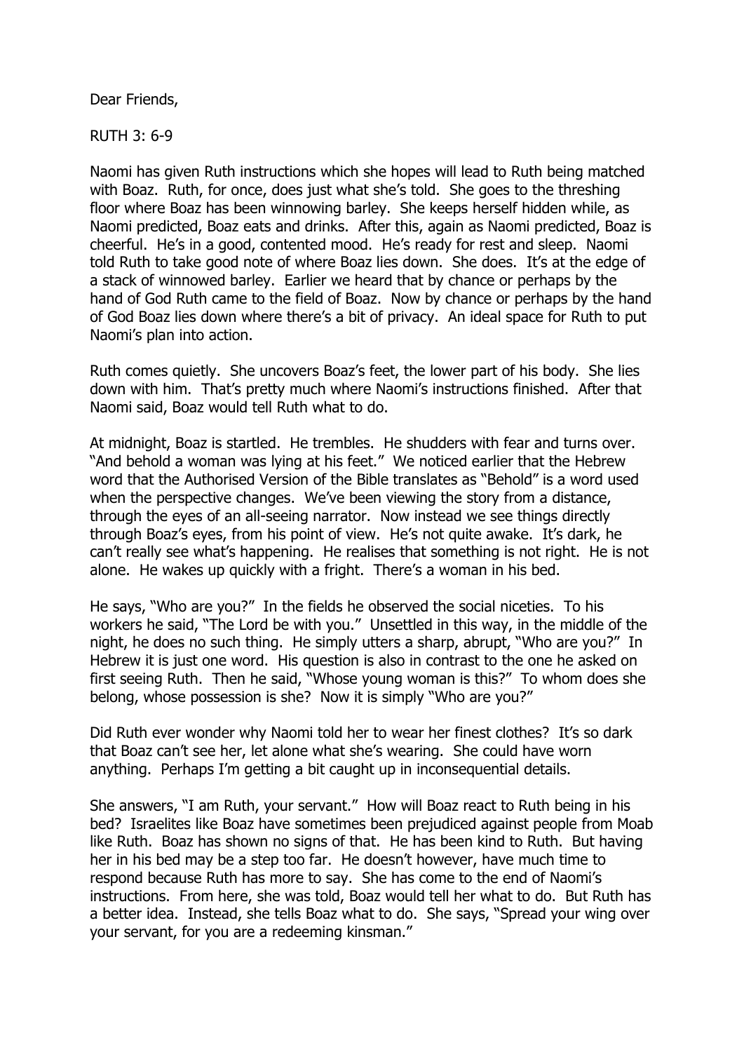Dear Friends,

RUTH 3: 6-9

Naomi has given Ruth instructions which she hopes will lead to Ruth being matched with Boaz. Ruth, for once, does just what she's told. She goes to the threshing floor where Boaz has been winnowing barley. She keeps herself hidden while, as Naomi predicted, Boaz eats and drinks. After this, again as Naomi predicted, Boaz is cheerful. He's in a good, contented mood. He's ready for rest and sleep. Naomi told Ruth to take good note of where Boaz lies down. She does. It's at the edge of a stack of winnowed barley. Earlier we heard that by chance or perhaps by the hand of God Ruth came to the field of Boaz. Now by chance or perhaps by the hand of God Boaz lies down where there's a bit of privacy. An ideal space for Ruth to put Naomi's plan into action.

Ruth comes quietly. She uncovers Boaz's feet, the lower part of his body. She lies down with him. That's pretty much where Naomi's instructions finished. After that Naomi said, Boaz would tell Ruth what to do.

At midnight, Boaz is startled. He trembles. He shudders with fear and turns over. "And behold a woman was lying at his feet." We noticed earlier that the Hebrew word that the Authorised Version of the Bible translates as "Behold" is a word used when the perspective changes. We've been viewing the story from a distance, through the eyes of an all-seeing narrator. Now instead we see things directly through Boaz's eyes, from his point of view. He's not quite awake. It's dark, he can't really see what's happening. He realises that something is not right. He is not alone. He wakes up quickly with a fright. There's a woman in his bed.

He says, "Who are you?" In the fields he observed the social niceties. To his workers he said, "The Lord be with you." Unsettled in this way, in the middle of the night, he does no such thing. He simply utters a sharp, abrupt, "Who are you?" In Hebrew it is just one word. His question is also in contrast to the one he asked on first seeing Ruth. Then he said, "Whose young woman is this?" To whom does she belong, whose possession is she? Now it is simply "Who are you?"

Did Ruth ever wonder why Naomi told her to wear her finest clothes? It's so dark that Boaz can't see her, let alone what she's wearing. She could have worn anything. Perhaps I'm getting a bit caught up in inconsequential details.

She answers, "I am Ruth, your servant." How will Boaz react to Ruth being in his bed? Israelites like Boaz have sometimes been prejudiced against people from Moab like Ruth. Boaz has shown no signs of that. He has been kind to Ruth. But having her in his bed may be a step too far. He doesn't however, have much time to respond because Ruth has more to say. She has come to the end of Naomi's instructions. From here, she was told, Boaz would tell her what to do. But Ruth has a better idea. Instead, she tells Boaz what to do. She says, "Spread your wing over your servant, for you are a redeeming kinsman."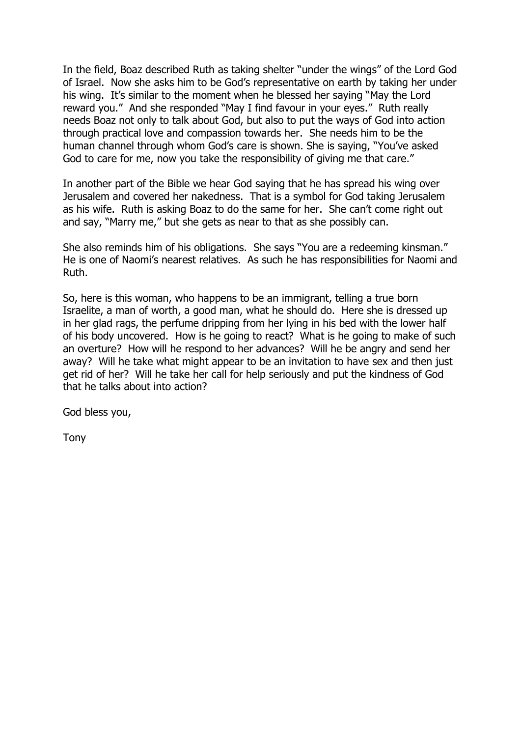In the field, Boaz described Ruth as taking shelter "under the wings" of the Lord God of Israel. Now she asks him to be God's representative on earth by taking her under his wing. It's similar to the moment when he blessed her saying "May the Lord reward you." And she responded "May I find favour in your eyes." Ruth really needs Boaz not only to talk about God, but also to put the ways of God into action through practical love and compassion towards her. She needs him to be the human channel through whom God's care is shown. She is saying, "You've asked God to care for me, now you take the responsibility of giving me that care."

In another part of the Bible we hear God saying that he has spread his wing over Jerusalem and covered her nakedness. That is a symbol for God taking Jerusalem as his wife. Ruth is asking Boaz to do the same for her. She can't come right out and say, "Marry me," but she gets as near to that as she possibly can.

She also reminds him of his obligations. She says "You are a redeeming kinsman." He is one of Naomi's nearest relatives. As such he has responsibilities for Naomi and Ruth.

So, here is this woman, who happens to be an immigrant, telling a true born Israelite, a man of worth, a good man, what he should do. Here she is dressed up in her glad rags, the perfume dripping from her lying in his bed with the lower half of his body uncovered. How is he going to react? What is he going to make of such an overture? How will he respond to her advances? Will he be angry and send her away? Will he take what might appear to be an invitation to have sex and then just get rid of her? Will he take her call for help seriously and put the kindness of God that he talks about into action?

God bless you,

Tony